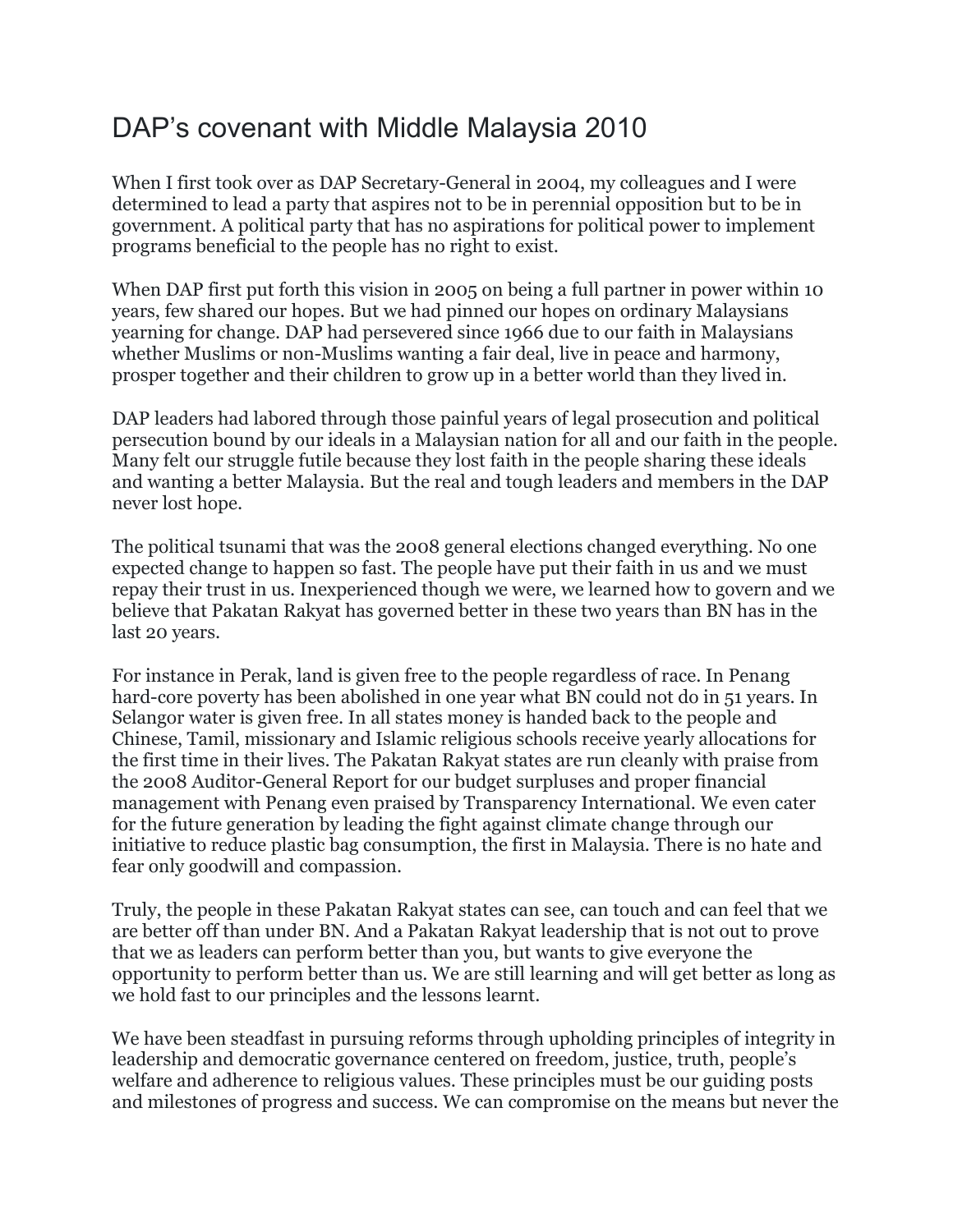# DAP's covenant with Middle Malaysia 2010

When I first took over as DAP Secretary-General in 2004, my colleagues and I were determined to lead a party that aspires not to be in perennial opposition but to be in government. A political party that has no aspirations for political power to implement programs beneficial to the people has no right to exist.

When DAP first put forth this vision in 2005 on being a full partner in power within 10 years, few shared our hopes. But we had pinned our hopes on ordinary Malaysians yearning for change. DAP had persevered since 1966 due to our faith in Malaysians whether Muslims or non-Muslims wanting a fair deal, live in peace and harmony, prosper together and their children to grow up in a better world than they lived in.

DAP leaders had labored through those painful years of legal prosecution and political persecution bound by our ideals in a Malaysian nation for all and our faith in the people. Many felt our struggle futile because they lost faith in the people sharing these ideals and wanting a better Malaysia. But the real and tough leaders and members in the DAP never lost hope.

The political tsunami that was the 2008 general elections changed everything. No one expected change to happen so fast. The people have put their faith in us and we must repay their trust in us. Inexperienced though we were, we learned how to govern and we believe that Pakatan Rakyat has governed better in these two years than BN has in the last 20 years.

For instance in Perak, land is given free to the people regardless of race. In Penang hard-core poverty has been abolished in one year what BN could not do in 51 years. In Selangor water is given free. In all states money is handed back to the people and Chinese, Tamil, missionary and Islamic religious schools receive yearly allocations for the first time in their lives. The Pakatan Rakyat states are run cleanly with praise from the 2008 Auditor-General Report for our budget surpluses and proper financial management with Penang even praised by Transparency International. We even cater for the future generation by leading the fight against climate change through our initiative to reduce plastic bag consumption, the first in Malaysia. There is no hate and fear only goodwill and compassion.

Truly, the people in these Pakatan Rakyat states can see, can touch and can feel that we are better off than under BN. And a Pakatan Rakyat leadership that is not out to prove that we as leaders can perform better than you, but wants to give everyone the opportunity to perform better than us. We are still learning and will get better as long as we hold fast to our principles and the lessons learnt.

We have been steadfast in pursuing reforms through upholding principles of integrity in leadership and democratic governance centered on freedom, justice, truth, people's welfare and adherence to religious values. These principles must be our guiding posts and milestones of progress and success. We can compromise on the means but never the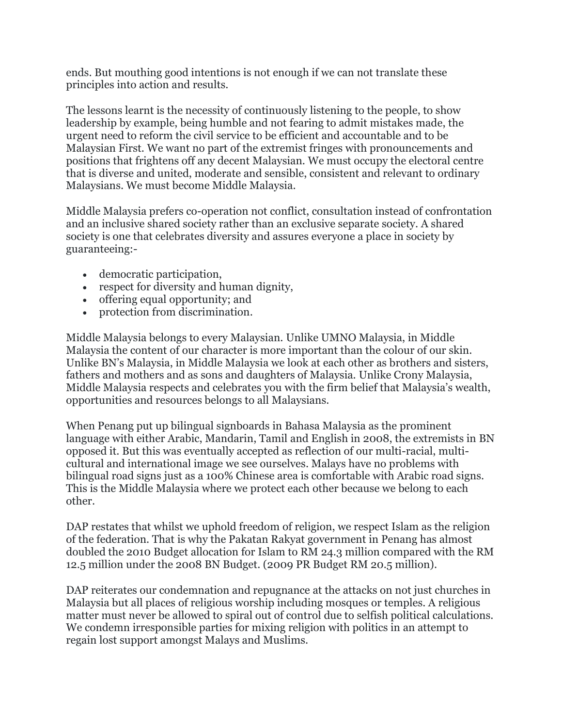ends. But mouthing good intentions is not enough if we can not translate these principles into action and results.

The lessons learnt is the necessity of continuously listening to the people, to show leadership by example, being humble and not fearing to admit mistakes made, the urgent need to reform the civil service to be efficient and accountable and to be Malaysian First. We want no part of the extremist fringes with pronouncements and positions that frightens off any decent Malaysian. We must occupy the electoral centre that is diverse and united, moderate and sensible, consistent and relevant to ordinary Malaysians. We must become Middle Malaysia.

Middle Malaysia prefers co-operation not conflict, consultation instead of confrontation and an inclusive shared society rather than an exclusive separate society. A shared society is one that celebrates diversity and assures everyone a place in society by guaranteeing:-

- democratic participation,
- respect for diversity and human dignity,
- offering equal opportunity; and
- protection from discrimination.

Middle Malaysia belongs to every Malaysian. Unlike UMNO Malaysia, in Middle Malaysia the content of our character is more important than the colour of our skin. Unlike BN's Malaysia, in Middle Malaysia we look at each other as brothers and sisters, fathers and mothers and as sons and daughters of Malaysia. Unlike Crony Malaysia, Middle Malaysia respects and celebrates you with the firm belief that Malaysia's wealth, opportunities and resources belongs to all Malaysians.

When Penang put up bilingual signboards in Bahasa Malaysia as the prominent language with either Arabic, Mandarin, Tamil and English in 2008, the extremists in BN opposed it. But this was eventually accepted as reflection of our multi-racial, multi-cultural and international image we see ourselves. Malays have no problems with bilingual road signs just as a 100% Chinese area is comfortable with Arabic road signs. This is the Middle Malaysia where we protect each other because we belong to each other.

DAP restates that whilst we uphold freedom of religion, we respect Islam as the religion of the federation. That is why the Pakatan Rakyat government in Penang has almost doubled the 2010 Budget allocation for Islam to RM 24.3 million compared with the RM 12.5 million under the 2008 BN Budget. (2009 PR Budget RM 20.5 million).

DAP reiterates our condemnation and repugnance at the attacks on not just churches in Malaysia but all places of religious worship including mosques or temples. A religious matter must never be allowed to spiral out of control due to selfish political calculations. We condemn irresponsible parties for mixing religion with politics in an attempt to regain lost support amongst Malays and Muslims.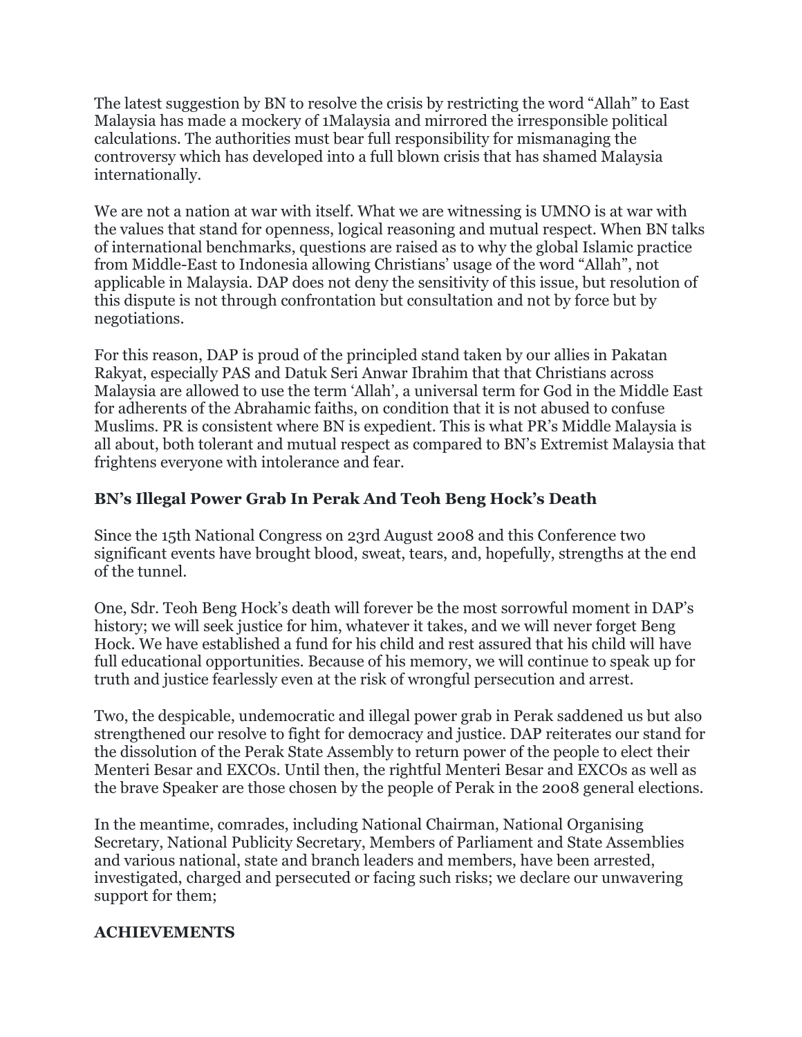The latest suggestion by BN to resolve the crisis by restricting the word "Allah" to East Malaysia has made a mockery of 1Malaysia and mirrored the irresponsible political calculations. The authorities must bear full responsibility for mismanaging the controversy which has developed into a full blown crisis that has shamed Malaysia internationally.

We are not a nation at war with itself. What we are witnessing is UMNO is at war with the values that stand for openness, logical reasoning and mutual respect. When BN talks of international benchmarks, questions are raised as to why the global Islamic practice from Middle-East to Indonesia allowing Christians' usage of the word "Allah", not applicable in Malaysia. DAP does not deny the sensitivity of this issue, but resolution of this dispute is not through confrontation but consultation and not by force but by negotiations.

For this reason, DAP is proud of the principled stand taken by our allies in Pakatan Rakyat, especially PAS and Datuk Seri Anwar Ibrahim that that Christians across Malaysia are allowed to use the term 'Allah', a universal term for God in the Middle East for adherents of the Abrahamic faiths, on condition that it is not abused to confuse Muslims. PR is consistent where BN is expedient. This is what PR's Middle Malaysia is all about, both tolerant and mutual respect as compared to BN's Extremist Malaysia that frightens everyone with intolerance and fear.

### BN's Illegal Power Grab In Perak And Teoh Beng Hock's Death

Since the 15th National Congress on 23rd August 2008 and this Conference two significant events have brought blood, sweat, tears, and, hopefully, strengths at the end of the tunnel.

One, Sdr. Teoh Beng Hock's death will forever be the most sorrowful moment in DAP's history; we will seek justice for him, whatever it takes, and we will never forget Beng Hock. We have established a fund for his child and rest assured that his child will have full educational opportunities. Because of his memory, we will continue to speak up for truth and justice fearlessly even at the risk of wrongful persecution and arrest.

Two, the despicable, undemocratic and illegal power grab in Perak saddened us but also strengthened our resolve to fight for democracy and justice. DAP reiterates our stand for the dissolution of the Perak State Assembly to return power of the people to elect their Menteri Besar and EXCOs. Until then, the rightful Menteri Besar and EXCOs as well as the brave Speaker are those chosen by the people of Perak in the 2008 general elections.

In the meantime, comrades, including National Chairman, National Organising Secretary, National Publicity Secretary, Members of Parliament and State Assemblies and various national, state and branch leaders and members, have been arrested, investigated, charged and persecuted or facing such risks; we declare our unwavering support for them;

### ACHIEVEMENTS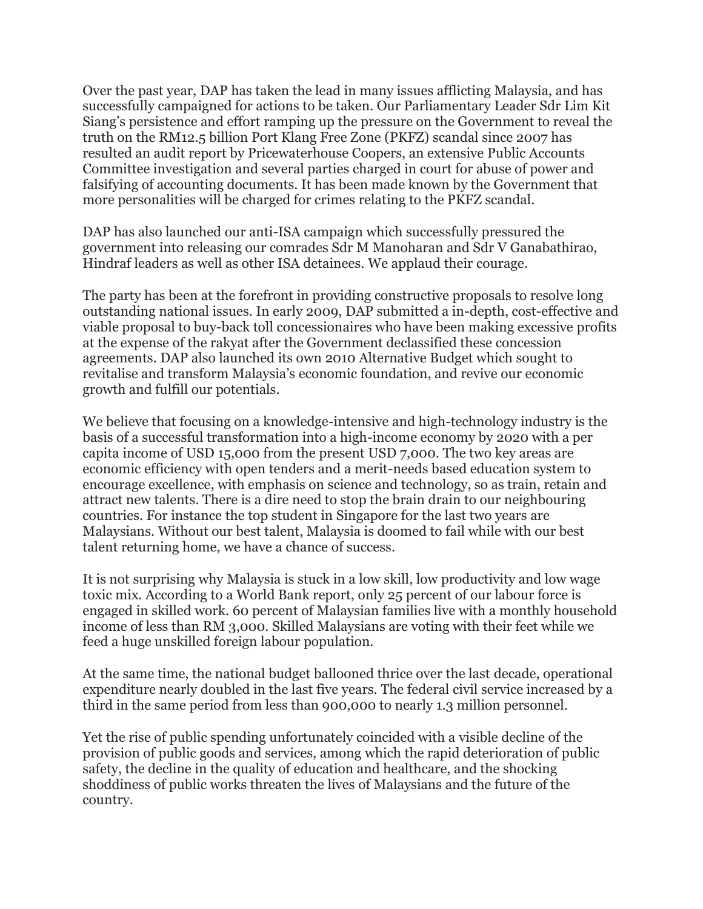Over the past year, DAP has taken the lead in many issues afflicting Malaysia, and has successfully campaigned for actions to be taken. Our Parliamentary Leader Sdr Lim Kit Siang's persistence and effort ramping up the pressure on the Government to reveal the truth on the RM12.5 billion Port Klang Free Zone (PKFZ) scandal since 2007 has resulted an audit report by Pricewaterhouse Coopers, an extensive Public Accounts Committee investigation and several parties charged in court for abuse of power and falsifying of accounting documents. It has been made known by the Government that more personalities will be charged for crimes relating to the PKFZ scandal.

DAP has also launched our anti-ISA campaign which successfully pressured the government into releasing our comrades Sdr M Manoharan and Sdr V Ganabathirao, Hindraf leaders as well as other ISA detainees. We applaud their courage.

The party has been at the forefront in providing constructive proposals to resolve long outstanding national issues. In early 2009, DAP submitted a in-depth, cost-effective and viable proposal to buy-back toll concessionaires who have been making excessive profits at the expense of the rakyat after the Government declassified these concession agreements. DAP also launched its own 2010 Alternative Budget which sought to revitalise and transform Malaysia's economic foundation, and revive our economic growth and fulfill our potentials.

We believe that focusing on a knowledge-intensive and high-technology industry is the basis of a successful transformation into a high-income economy by 2020 with a per capita income of USD 15,000 from the present USD 7,000. The two key areas are economic efficiency with open tenders and a merit-needs based education system to encourage excellence, with emphasis on science and technology, so as train, retain and attract new talents. There is a dire need to stop the brain drain to our neighbouring countries. For instance the top student in Singapore for the last two years are Malaysians. Without our best talent, Malaysia is doomed to fail while with our best talent returning home, we have a chance of success.

It is not surprising why Malaysia is stuck in a low skill, low productivity and low wage toxic mix. According to a World Bank report, only 25 percent of our labour force is engaged in skilled work. 60 percent of Malaysian families live with a monthly household income of less than RM 3,000. Skilled Malaysians are voting with their feet while we feed a huge unskilled foreign labour population.

At the same time, the national budget ballooned thrice over the last decade, operational expenditure nearly doubled in the last five years. The federal civil service increased by a third in the same period from less than 900,000 to nearly 1.3 million personnel.

Yet the rise of public spending unfortunately coincided with a visible decline of the provision of public goods and services, among which the rapid deterioration of public safety, the decline in the quality of education and healthcare, and the shocking shoddiness of public works threaten the lives of Malaysians and the future of the country.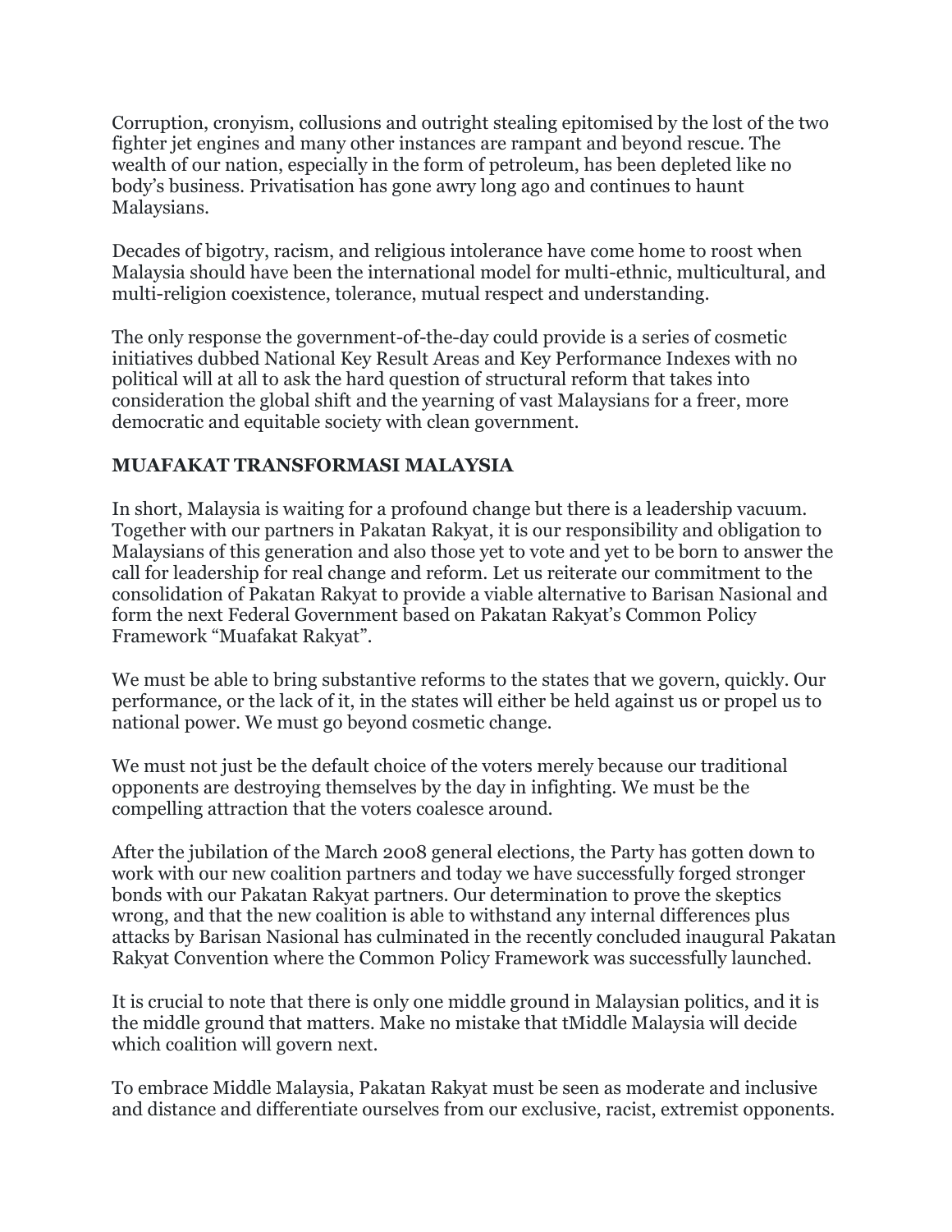Corruption, cronyism, collusions and outright stealing epitomised by the lost of the two fighter jet engines and many other instances are rampant and beyond rescue. The wealth of our nation, especially in the form of petroleum, has been depleted like no body's business. Privatisation has gone awry long ago and continues to haunt Malaysians.

Decades of bigotry, racism, and religious intolerance have come home to roost when Malaysia should have been the international model for multi-ethnic, multicultural, and multi-religion coexistence, tolerance, mutual respect and understanding.

The only response the government-of-the-day could provide is a series of cosmetic initiatives dubbed National Key Result Areas and Key Performance Indexes with no political will at all to ask the hard question of structural reform that takes into consideration the global shift and the yearning of vast Malaysians for a freer, more democratic and equitable society with clean government.

**MUAFAKAT TRANSFORMASI MALAYSIA**

In short, Malaysia is waiting for a profound change but there is a leadership vacuum. Together with our partners in Pakatan Rakyat, it is our responsibility and obligation to Malaysians of this generation and also those yet to vote and yet to be born to answer the call for leadership for real change and reform. Let us reiterate our commitment to the consolidation of Pakatan Rakyat to provide a viable alternative to Barisan Nasional and form the next Federal Government based on Pakatan Rakyat's Common Policy Framework "Muafakat Rakyat".

We must be able to bring substantive reforms to the states that we govern, quickly. Our performance, or the lack of it, in the states will either be held against us or propel us to national power. We must go beyond cosmetic change.

We must not just be the default choice of the voters merely because our traditional opponents are destroying themselves by the day in infighting. We must be the compelling attraction that the voters coalesce around.

After the jubilation of the March 2008 general elections, the Party has gotten down to work with our new coalition partners and today we have successfully forged stronger bonds with our Pakatan Rakyat partners. Our determination to prove the skeptics wrong, and that the new coalition is able to withstand any internal differences plus attacks by Barisan Nasional has culminated in the recently concluded inaugural Pakatan Rakyat Convention where the Common Policy Framework was successfully launched.

It is crucial to note that there is only one middle ground in Malaysian politics, and it is the middle ground that matters. Make no mistake that tMiddle Malaysia will decide which coalition will govern next.

To embrace Middle Malaysia, Pakatan Rakyat must be seen as moderate and inclusive and distance and differentiate ourselves from our exclusive, racist, extremist opponents.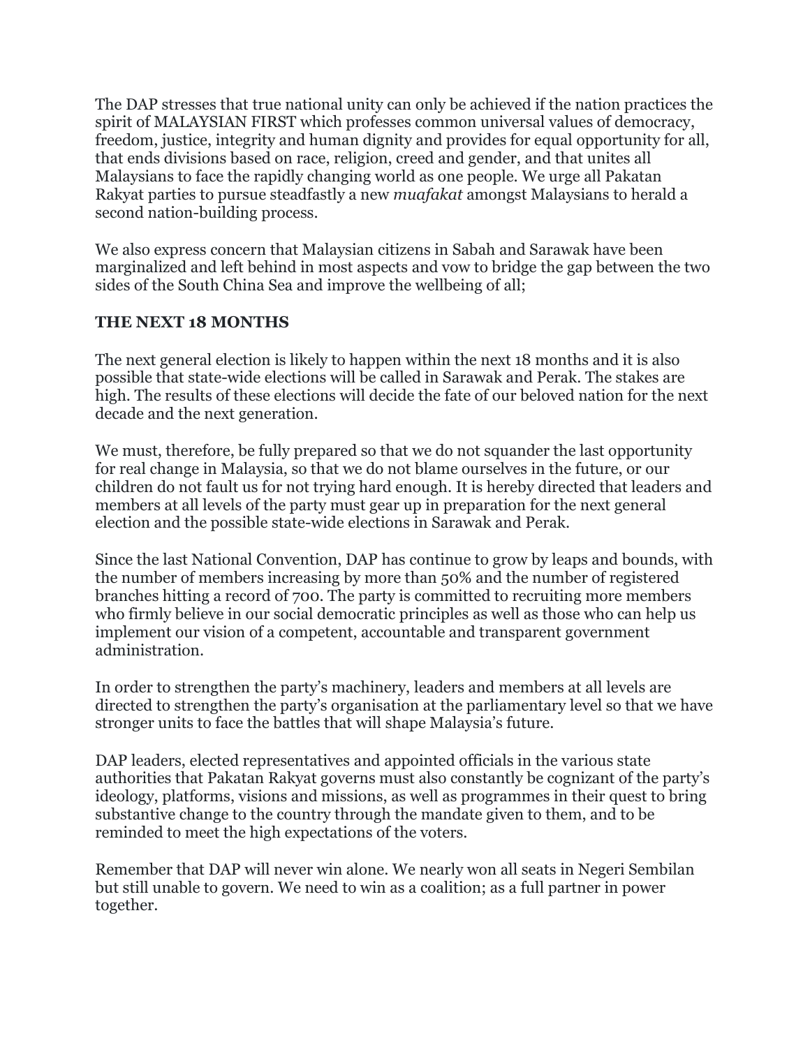The DAP stresses that true national unity can only be achieved if the nation practices the spirit of MALAYSIAN FIRST which professes common universal values of democracy, freedom, justice, integrity and human dignity and provides for equal opportunity for all, that ends divisions based on race, religion, creed and gender, and that unites all Malaysians to face the rapidly changing world as one people. We urge all Pakatan Rakyat parties to pursue steadfastly a new *muafakat* amongst Malaysians to herald a second nation-building process.

We also express concern that Malaysian citizens in Sabah and Sarawak have been marginalized and left behind in most aspects and vow to bridge the gap between the two sides of the South China Sea and improve the wellbeing of all;

**THE NEXT 18 MONTHS**

The next general election is likely to happen within the next 18 months and it is also possible that state-wide elections will be called in Sarawak and Perak. The stakes are high. The results of these elections will decide the fate of our beloved nation for the next decade and the next generation.

We must, therefore, be fully prepared so that we do not squander the last opportunity for real change in Malaysia, so that we do not blame ourselves in the future, or our children do not fault us for not trying hard enough. It is hereby directed that leaders and members at all levels of the party must gear up in preparation for the next general election and the possible state-wide elections in Sarawak and Perak.

Since the last National Convention, DAP has continue to grow by leaps and bounds, with the number of members increasing by more than 50% and the number of registered branches hitting a record of 700. The party is committed to recruiting more members who firmly believe in our social democratic principles as well as those who can help us implement our vision of a competent, accountable and transparent government administration.

In order to strengthen the party's machinery, leaders and members at all levels are directed to strengthen the party's organisation at the parliamentary level so that we have stronger units to face the battles that will shape Malaysia's future.

DAP leaders, elected representatives and appointed officials in the various state authorities that Pakatan Rakyat governs must also constantly be cognizant of the party's ideology, platforms, visions and missions, as well as programmes in their quest to bring substantive change to the country through the mandate given to them, and to be reminded to meet the high expectations of the voters.

Remember that DAP will never win alone. We nearly won all seats in Negeri Sembilan but still unable to govern. We need to win as a coalition; as a full partner in power together.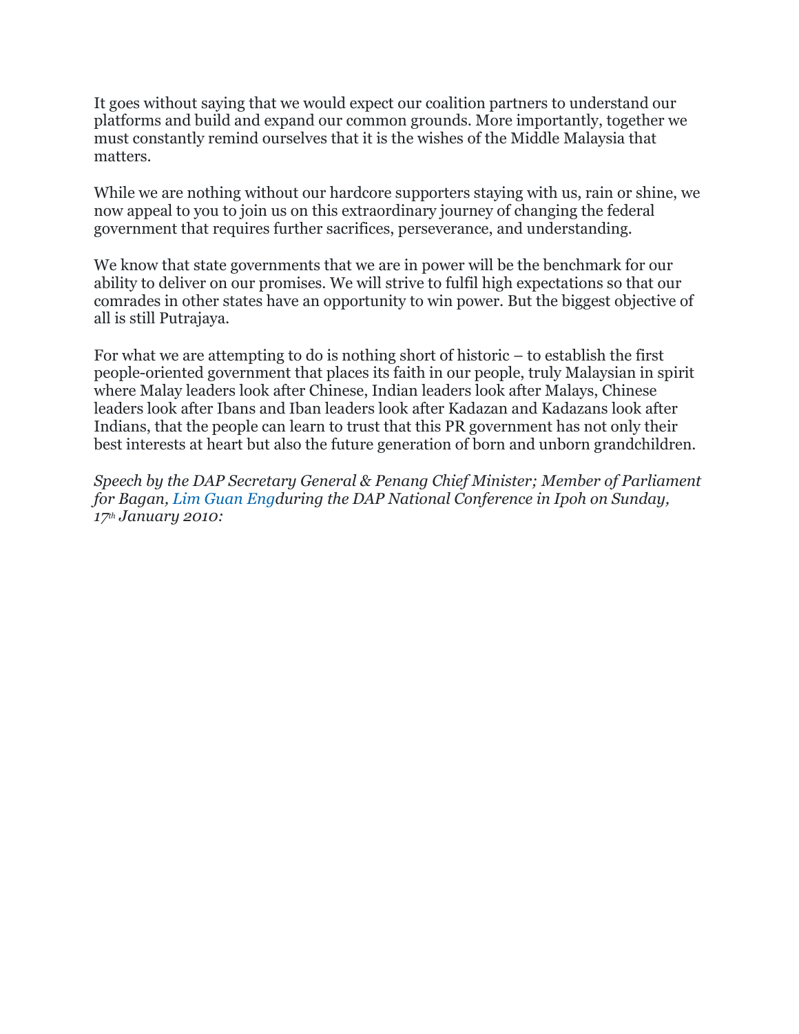It goes without saying that we would expect our coalition partners to understand our platforms and build and expand our common grounds. More importantly, together we must constantly remind ourselves that it is the wishes of the Middle Malaysia that matters.

While we are nothing without our hardcore supporters staying with us, rain or shine, we now appeal to you to join us on this extraordinary journey of changing the federal government that requires further sacrifices, perseverance, and understanding.

We know that state governments that we are in power will be the benchmark for our ability to deliver on our promises. We will strive to fulfil high expectations so that our comrades in other states have an opportunity to win power. But the biggest objective of all is still Putrajaya.

For what we are attempting to do is nothing short of historic – to establish the first people-oriented government that places its faith in our people, truly Malaysian in spirit where Malay leaders look after Chinese, Indian leaders look after Malays, Chinese leaders look after Ibans and Iban leaders look after Kadazan and Kadazans look after Indians, that the people can learn to trust that this PR government has not only their best interests at heart but also the future generation of born and unborn grandchildren.

*Speech by the DAP Secretary General & Penang Chief Minister; Member of Parliament for Bagan, Lim Guan Engduring the DAP National Conference in Ipoh on Sunday, 17th January 2010:*